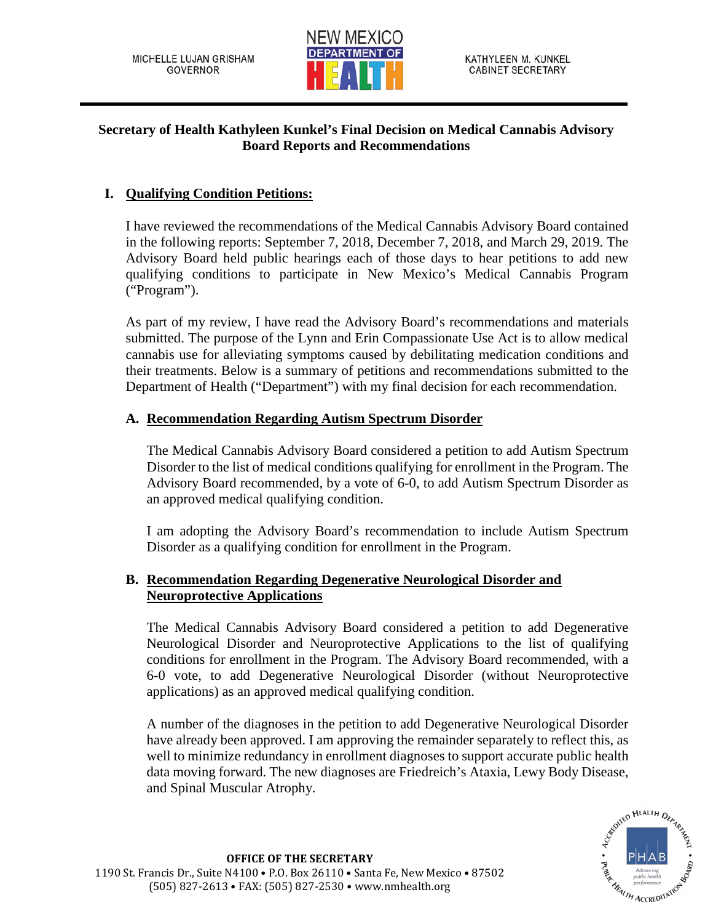MICHELLE LUJAN GRISHAM
GOVERNOR

NEW MEXICO
DEPARTMENT OF
HEALTH

KATHYLEEN M. KUNKEL
CABINET SECRETARY

## Secretary of Health Kathyleen Kunkel's Final Decision on Medical Cannabis Advisory Board Reports and Recommendations

### I. Qualifying Condition Petitions:

I have reviewed the recommendations of the Medical Cannabis Advisory Board contained in the following reports: September 7, 2018, December 7, 2018, and March 29, 2019. The Advisory Board held public hearings each of those days to hear petitions to add new qualifying conditions to participate in New Mexico's Medical Cannabis Program ("Program").

As part of my review, I have read the Advisory Board's recommendations and materials submitted. The purpose of the Lynn and Erin Compassionate Use Act is to allow medical cannabis use for alleviating symptoms caused by debilitating medication conditions and their treatments. Below is a summary of petitions and recommendations submitted to the Department of Health ("Department") with my final decision for each recommendation.

#### A. Recommendation Regarding Autism Spectrum Disorder

The Medical Cannabis Advisory Board considered a petition to add Autism Spectrum Disorder to the list of medical conditions qualifying for enrollment in the Program. The Advisory Board recommended, by a vote of 6-0, to add Autism Spectrum Disorder as an approved medical qualifying condition.

I am adopting the Advisory Board's recommendation to include Autism Spectrum Disorder as a qualifying condition for enrollment in the Program.

#### B. Recommendation Regarding Degenerative Neurological Disorder and Neuroprotective Applications

The Medical Cannabis Advisory Board considered a petition to add Degenerative Neurological Disorder and Neuroprotective Applications to the list of qualifying conditions for enrollment in the Program. The Advisory Board recommended, with a 6-0 vote, to add Degenerative Neurological Disorder (without Neuroprotective applications) as an approved medical qualifying condition.

A number of the diagnoses in the petition to add Degenerative Neurological Disorder have already been approved. I am approving the remainder separately to reflect this, as well to minimize redundancy in enrollment diagnoses to support accurate public health data moving forward. The new diagnoses are Friedreich's Ataxia, Lewy Body Disease, and Spinal Muscular Atrophy.

OFFICE OF THE SECRETARY
1190 St. Francis Dr., Suite N4100 • P.O. Box 26110 • Santa Fe, New Mexico • 87502
(505) 827-2613 • FAX: (505) 827-2530 • www.nmhealth.org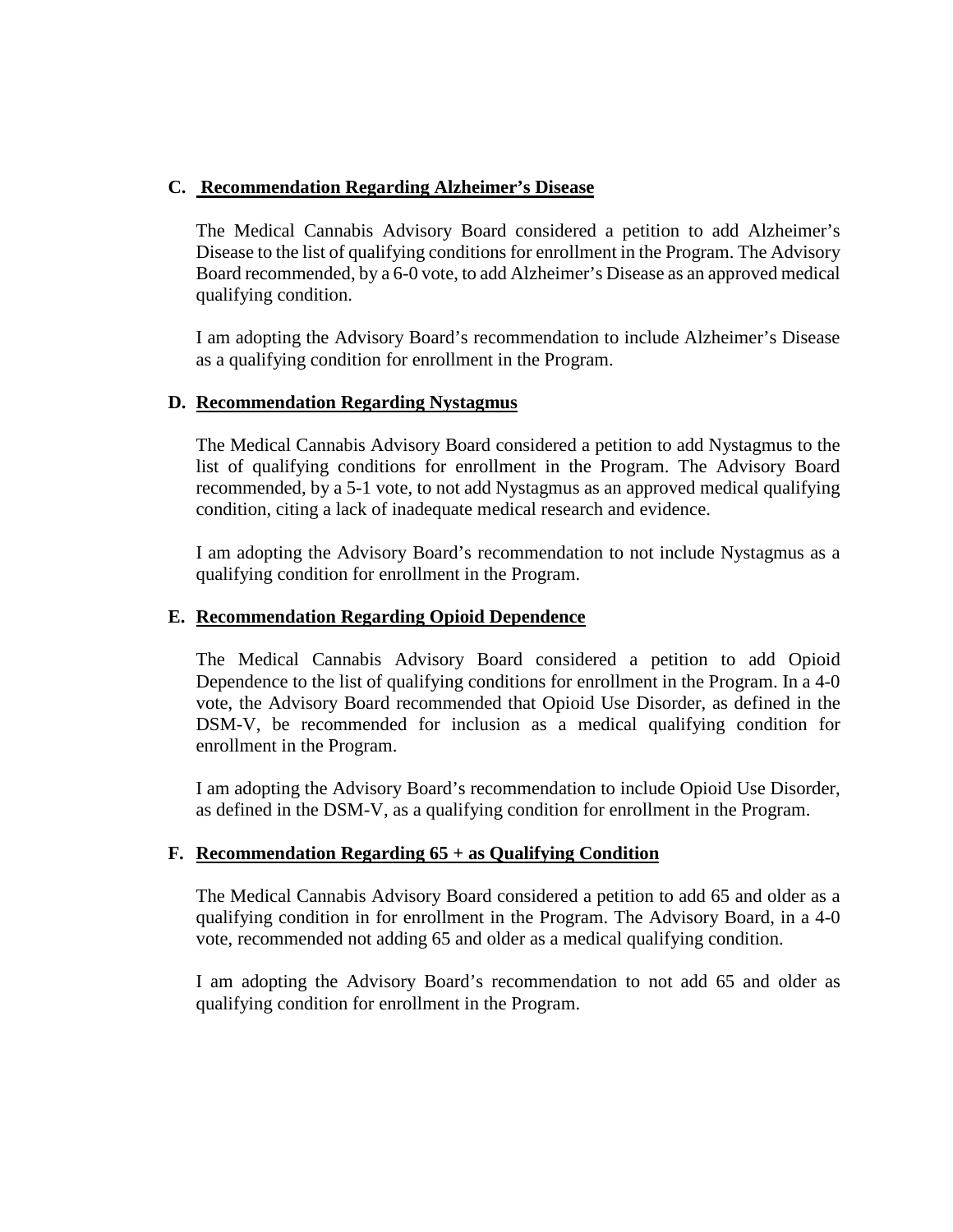### C. Recommendation Regarding Alzheimer's Disease

The Medical Cannabis Advisory Board considered a petition to add Alzheimer's Disease to the list of qualifying conditions for enrollment in the Program. The Advisory Board recommended, by a 6-0 vote, to add Alzheimer's Disease as an approved medical qualifying condition.

I am adopting the Advisory Board's recommendation to include Alzheimer's Disease as a qualifying condition for enrollment in the Program.

### D. Recommendation Regarding Nystagmus

The Medical Cannabis Advisory Board considered a petition to add Nystagmus to the list of qualifying conditions for enrollment in the Program. The Advisory Board recommended, by a 5-1 vote, to not add Nystagmus as an approved medical qualifying condition, citing a lack of inadequate medical research and evidence.

I am adopting the Advisory Board's recommendation to not include Nystagmus as a qualifying condition for enrollment in the Program.

### E. Recommendation Regarding Opioid Dependence

The Medical Cannabis Advisory Board considered a petition to add Opioid Dependence to the list of qualifying conditions for enrollment in the Program. In a 4-0 vote, the Advisory Board recommended that Opioid Use Disorder, as defined in the DSM-V, be recommended for inclusion as a medical qualifying condition for enrollment in the Program.

I am adopting the Advisory Board's recommendation to include Opioid Use Disorder, as defined in the DSM-V, as a qualifying condition for enrollment in the Program.

### F. Recommendation Regarding 65 + as Qualifying Condition

The Medical Cannabis Advisory Board considered a petition to add 65 and older as a qualifying condition in for enrollment in the Program. The Advisory Board, in a 4-0 vote, recommended not adding 65 and older as a medical qualifying condition.

I am adopting the Advisory Board's recommendation to not add 65 and older as qualifying condition for enrollment in the Program.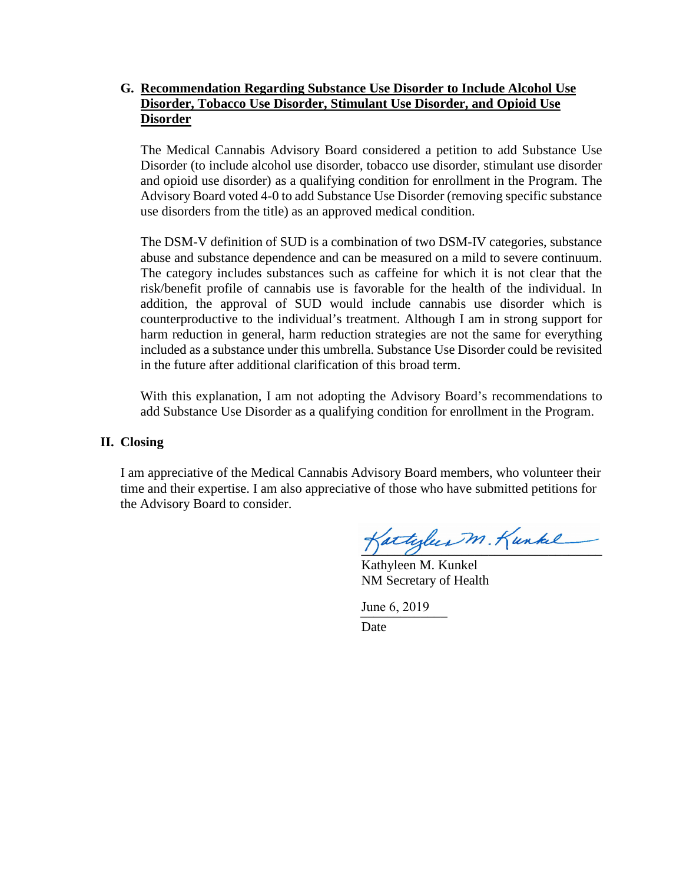### G. Recommendation Regarding Substance Use Disorder to Include Alcohol Use Disorder, Tobacco Use Disorder, Stimulant Use Disorder, and Opioid Use Disorder

The Medical Cannabis Advisory Board considered a petition to add Substance Use Disorder (to include alcohol use disorder, tobacco use disorder, stimulant use disorder and opioid use disorder) as a qualifying condition for enrollment in the Program. The Advisory Board voted 4-0 to add Substance Use Disorder (removing specific substance use disorders from the title) as an approved medical condition.

The DSM-V definition of SUD is a combination of two DSM-IV categories, substance abuse and substance dependence and can be measured on a mild to severe continuum. The category includes substances such as caffeine for which it is not clear that the risk/benefit profile of cannabis use is favorable for the health of the individual. In addition, the approval of SUD would include cannabis use disorder which is counterproductive to the individual's treatment. Although I am in strong support for harm reduction in general, harm reduction strategies are not the same for everything included as a substance under this umbrella. Substance Use Disorder could be revisited in the future after additional clarification of this broad term.

With this explanation, I am not adopting the Advisory Board's recommendations to add Substance Use Disorder as a qualifying condition for enrollment in the Program.

## II. Closing

I am appreciative of the Medical Cannabis Advisory Board members, who volunteer their time and their expertise. I am also appreciative of those who have submitted petitions for the Advisory Board to consider.

Kathyleen M. Kunkel
NM Secretary of Health

June 6, 2019
Date